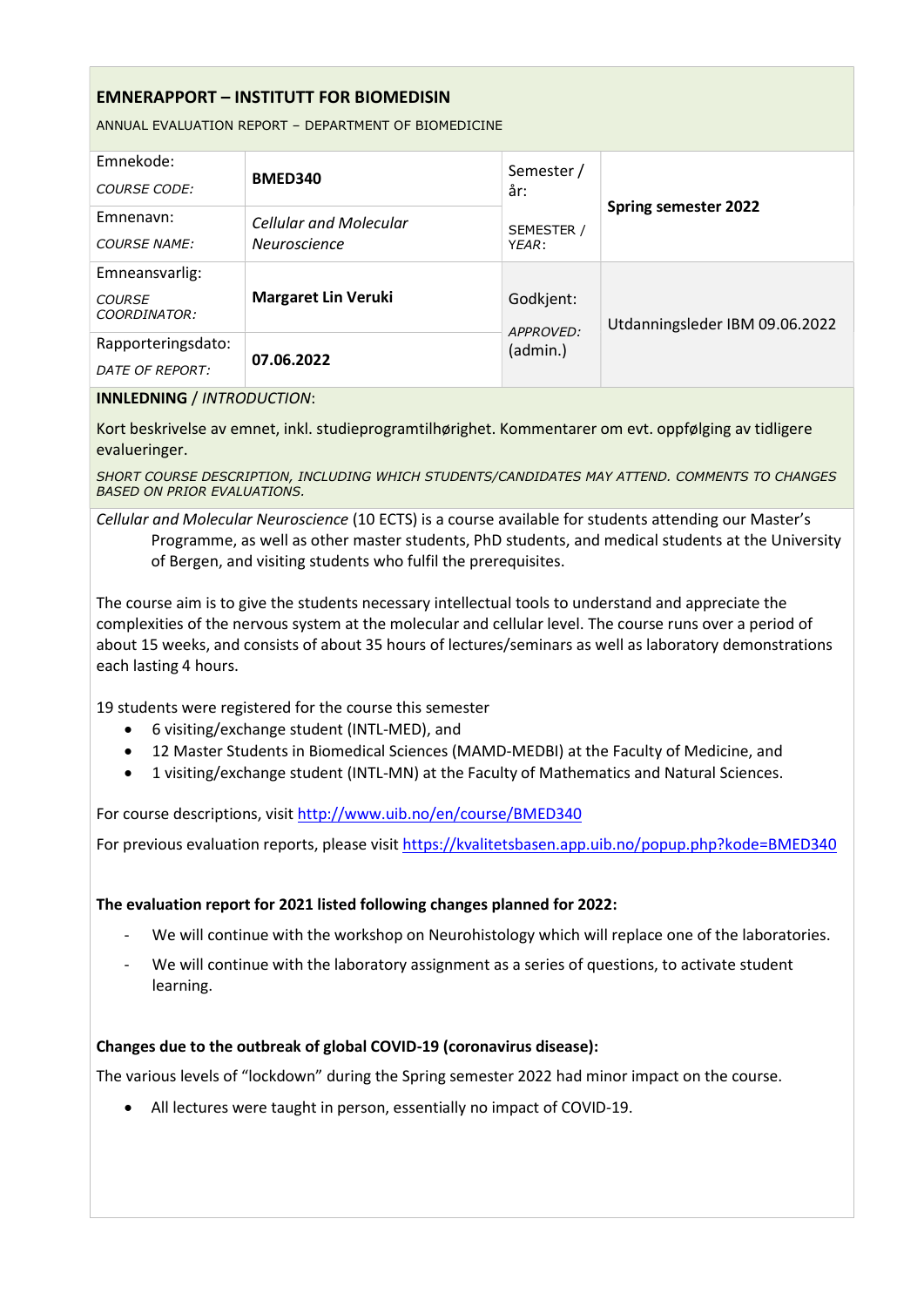## EMNERAPPORT – INSTITUTT FOR BIOMEDISIN

ANNUAL EVALUATION REPORT – DEPARTMENT OF BIOMEDICINE

| | | | |
|---|---|---|---|
| Emnekode: *COURSE CODE:* | **BMED340** | Semester / år: SEMESTER / *YEAR*: | **Spring semester 2022** |
| Emnenavn: *COURSE NAME:* | *Cellular and Molecular Neuroscience* | | |
| Emneansvarlig: *COURSE COORDINATOR:* | **Margaret Lin Veruki** | Godkjent: *APPROVED:* (admin.) | Utdanningsleder IBM 09.06.2022 |
| Rapporteringsdato: *DATE OF REPORT:* | **07.06.2022** | | |

**INNLEDNING** / *INTRODUCTION*:

Kort beskrivelse av emnet, inkl. studieprogramtilhørighet. Kommentarer om evt. oppfølging av tidligere evalueringer.

*SHORT COURSE DESCRIPTION, INCLUDING WHICH STUDENTS/CANDIDATES MAY ATTEND. COMMENTS TO CHANGES BASED ON PRIOR EVALUATIONS.*

*Cellular and Molecular Neuroscience* (10 ECTS) is a course available for students attending our Master's Programme, as well as other master students, PhD students, and medical students at the University of Bergen, and visiting students who fulfil the prerequisites.

The course aim is to give the students necessary intellectual tools to understand and appreciate the complexities of the nervous system at the molecular and cellular level. The course runs over a period of about 15 weeks, and consists of about 35 hours of lectures/seminars as well as laboratory demonstrations each lasting 4 hours.

19 students were registered for the course this semester

- 6 visiting/exchange student (INTL-MED), and
- 12 Master Students in Biomedical Sciences (MAMD-MEDBI) at the Faculty of Medicine, and
- 1 visiting/exchange student (INTL-MN) at the Faculty of Mathematics and Natural Sciences.

For course descriptions, visit http://www.uib.no/en/course/BMED340

For previous evaluation reports, please visit https://kvalitetsbasen.app.uib.no/popup.php?kode=BMED340

**The evaluation report for 2021 listed following changes planned for 2022:**

- We will continue with the workshop on Neurohistology which will replace one of the laboratories.
- We will continue with the laboratory assignment as a series of questions, to activate student learning.

**Changes due to the outbreak of global COVID-19 (coronavirus disease):**

The various levels of "lockdown" during the Spring semester 2022 had minor impact on the course.

- All lectures were taught in person, essentially no impact of COVID-19.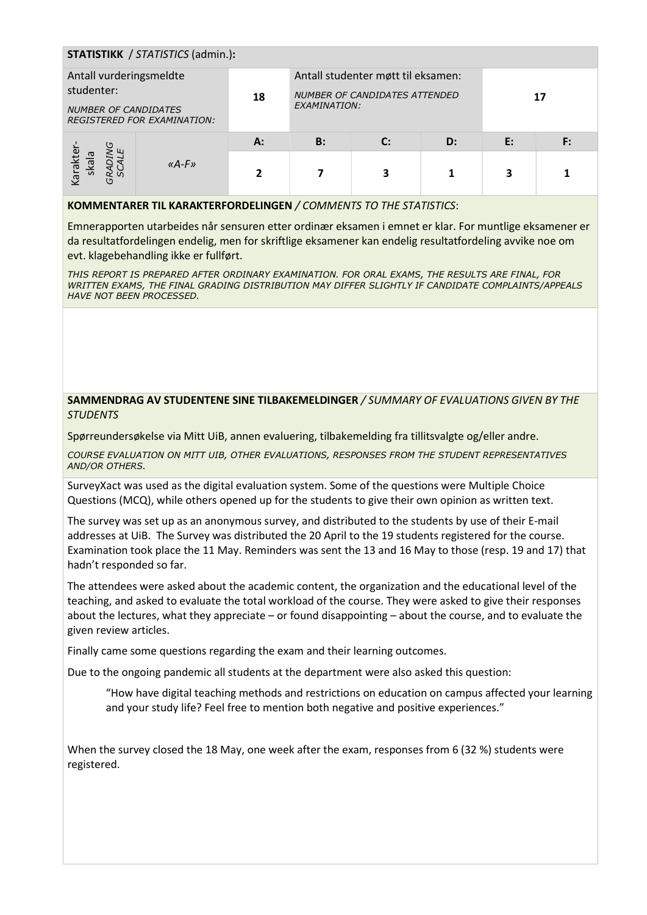**STATISTIKK** / *STATISTICS* (admin.)**:**

| Antall vurderingsmeldte studenter: *NUMBER OF CANDIDATES REGISTERED FOR EXAMINATION:* | 18 | Antall studenter møtt til eksamen: *NUMBER OF CANDIDATES ATTENDED EXAMINATION:* | 17 |
|---|---|---|---|

| Karakter-skala *GRADING SCALE* | | A: | B: | C: | D: | E: | F: |
|---|---|---|---|---|---|---|---|
| | *«A-F»* | **2** | **7** | **3** | **1** | **3** | **1** |

**KOMMENTARER TIL KARAKTERFORDELINGEN** / *COMMENTS TO THE STATISTICS*:

Emnerapporten utarbeides når sensuren etter ordinær eksamen i emnet er klar. For muntlige eksamener er da resultatfordelingen endelig, men for skriftlige eksamener kan endelig resultatfordeling avvike noe om evt. klagebehandling ikke er fullført.

*THIS REPORT IS PREPARED AFTER ORDINARY EXAMINATION. FOR ORAL EXAMS, THE RESULTS ARE FINAL, FOR WRITTEN EXAMS, THE FINAL GRADING DISTRIBUTION MAY DIFFER SLIGHTLY IF CANDIDATE COMPLAINTS/APPEALS HAVE NOT BEEN PROCESSED.*

**SAMMENDRAG AV STUDENTENE SINE TILBAKEMELDINGER** / *SUMMARY OF EVALUATIONS GIVEN BY THE STUDENTS*

Spørreundersøkelse via Mitt UiB, annen evaluering, tilbakemelding fra tillitsvalgte og/eller andre.

*COURSE EVALUATION ON MITT UIB, OTHER EVALUATIONS, RESPONSES FROM THE STUDENT REPRESENTATIVES AND/OR OTHERS.*

SurveyXact was used as the digital evaluation system. Some of the questions were Multiple Choice Questions (MCQ), while others opened up for the students to give their own opinion as written text.

The survey was set up as an anonymous survey, and distributed to the students by use of their E-mail addresses at UiB. The Survey was distributed the 20 April to the 19 students registered for the course. Examination took place the 11 May. Reminders was sent the 13 and 16 May to those (resp. 19 and 17) that hadn't responded so far.

The attendees were asked about the academic content, the organization and the educational level of the teaching, and asked to evaluate the total workload of the course. They were asked to give their responses about the lectures, what they appreciate – or found disappointing – about the course, and to evaluate the given review articles.

Finally came some questions regarding the exam and their learning outcomes.

Due to the ongoing pandemic all students at the department were also asked this question:

> "How have digital teaching methods and restrictions on education on campus affected your learning and your study life? Feel free to mention both negative and positive experiences."

When the survey closed the 18 May, one week after the exam, responses from 6 (32 %) students were registered.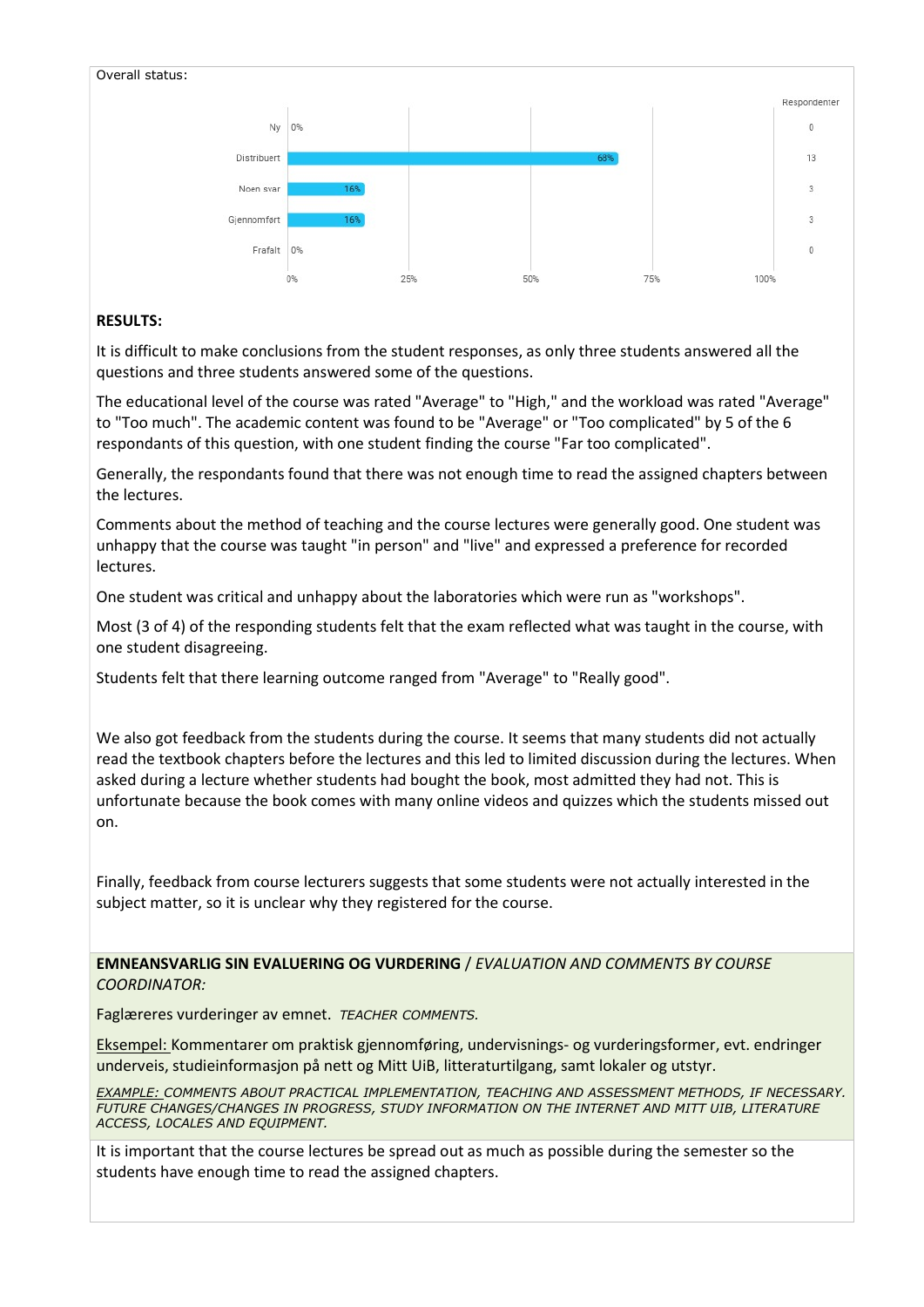Overall status:

| | Percentage | Respondenter |
|---|---|---|
| Ny | 0% | 0 |
| Distribuert | 68% | 13 |
| Noen svar | 16% | 3 |
| Gjennomført | 16% | 3 |
| Frafalt | 0% | 0 |

**RESULTS:**

It is difficult to make conclusions from the student responses, as only three students answered all the questions and three students answered some of the questions.

The educational level of the course was rated "Average" to "High," and the workload was rated "Average" to "Too much". The academic content was found to be "Average" or "Too complicated" by 5 of the 6 respondants of this question, with one student finding the course "Far too complicated".

Generally, the respondants found that there was not enough time to read the assigned chapters between the lectures.

Comments about the method of teaching and the course lectures were generally good. One student was unhappy that the course was taught "in person" and "live" and expressed a preference for recorded lectures.

One student was critical and unhappy about the laboratories which were run as "workshops".

Most (3 of 4) of the responding students felt that the exam reflected what was taught in the course, with one student disagreeing.

Students felt that there learning outcome ranged from "Average" to "Really good".

We also got feedback from the students during the course. It seems that many students did not actually read the textbook chapters before the lectures and this led to limited discussion during the lectures. When asked during a lecture whether students had bought the book, most admitted they had not. This is unfortunate because the book comes with many online videos and quizzes which the students missed out on.

Finally, feedback from course lecturers suggests that some students were not actually interested in the subject matter, so it is unclear why they registered for the course.

**EMNEANSVARLIG SIN EVALUERING OG VURDERING** / *EVALUATION AND COMMENTS BY COURSE COORDINATOR:*

Faglæreres vurderinger av emnet. *TEACHER COMMENTS.*

Eksempel: Kommentarer om praktisk gjennomføring, undervisnings- og vurderingsformer, evt. endringer underveis, studieinformasjon på nett og Mitt UiB, litteraturtilgang, samt lokaler og utstyr.

*EXAMPLE: COMMENTS ABOUT PRACTICAL IMPLEMENTATION, TEACHING AND ASSESSMENT METHODS, IF NECESSARY. FUTURE CHANGES/CHANGES IN PROGRESS, STUDY INFORMATION ON THE INTERNET AND MITT UIB, LITERATURE ACCESS, LOCALES AND EQUIPMENT.*

It is important that the course lectures be spread out as much as possible during the semester so the students have enough time to read the assigned chapters.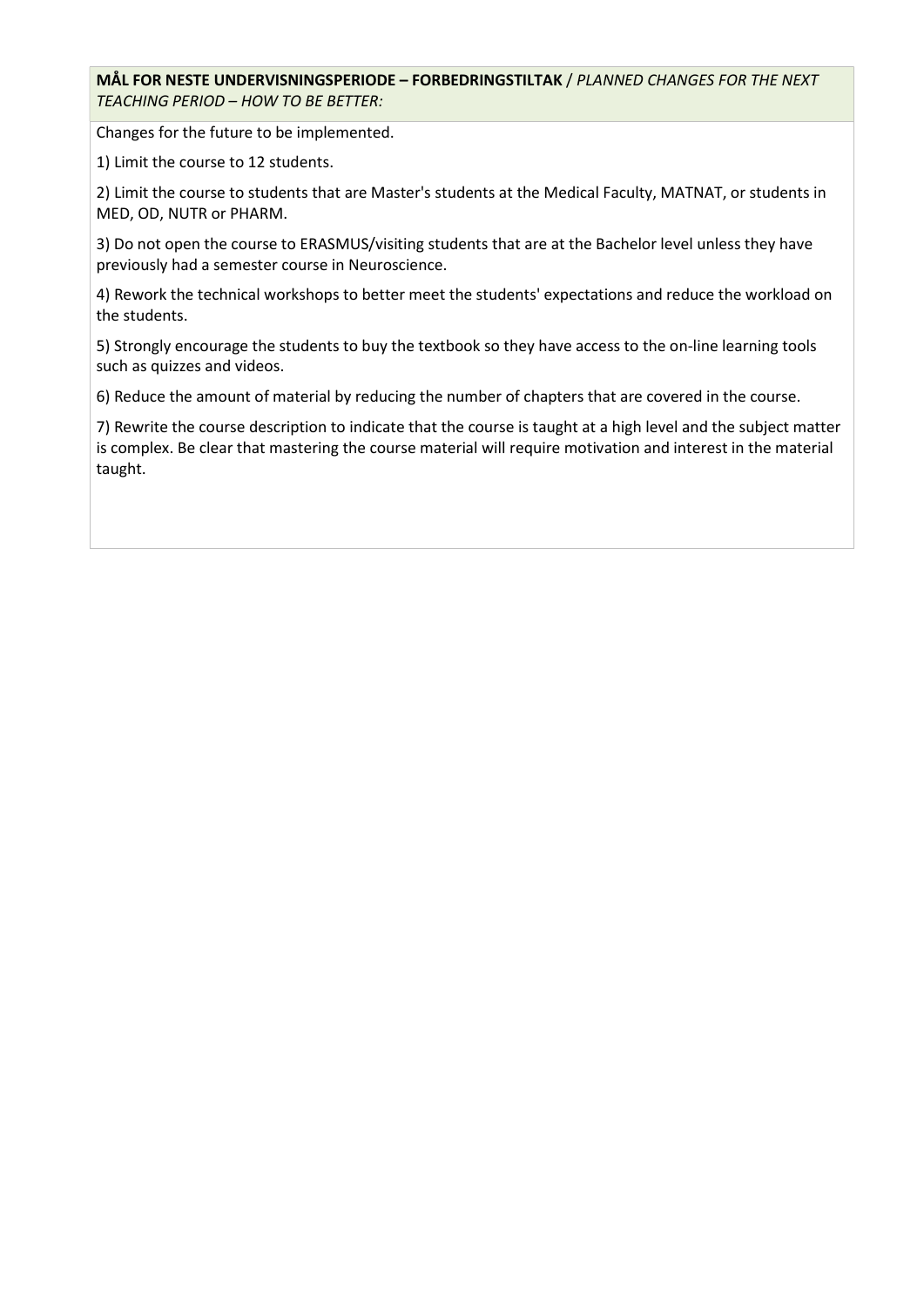**MÅL FOR NESTE UNDERVISNINGSPERIODE – FORBEDRINGSTILTAK** / *PLANNED CHANGES FOR THE NEXT TEACHING PERIOD – HOW TO BE BETTER:*

Changes for the future to be implemented.

1) Limit the course to 12 students.

2) Limit the course to students that are Master's students at the Medical Faculty, MATNAT, or students in MED, OD, NUTR or PHARM.

3) Do not open the course to ERASMUS/visiting students that are at the Bachelor level unless they have previously had a semester course in Neuroscience.

4) Rework the technical workshops to better meet the students' expectations and reduce the workload on the students.

5) Strongly encourage the students to buy the textbook so they have access to the on-line learning tools such as quizzes and videos.

6) Reduce the amount of material by reducing the number of chapters that are covered in the course.

7) Rewrite the course description to indicate that the course is taught at a high level and the subject matter is complex. Be clear that mastering the course material will require motivation and interest in the material taught.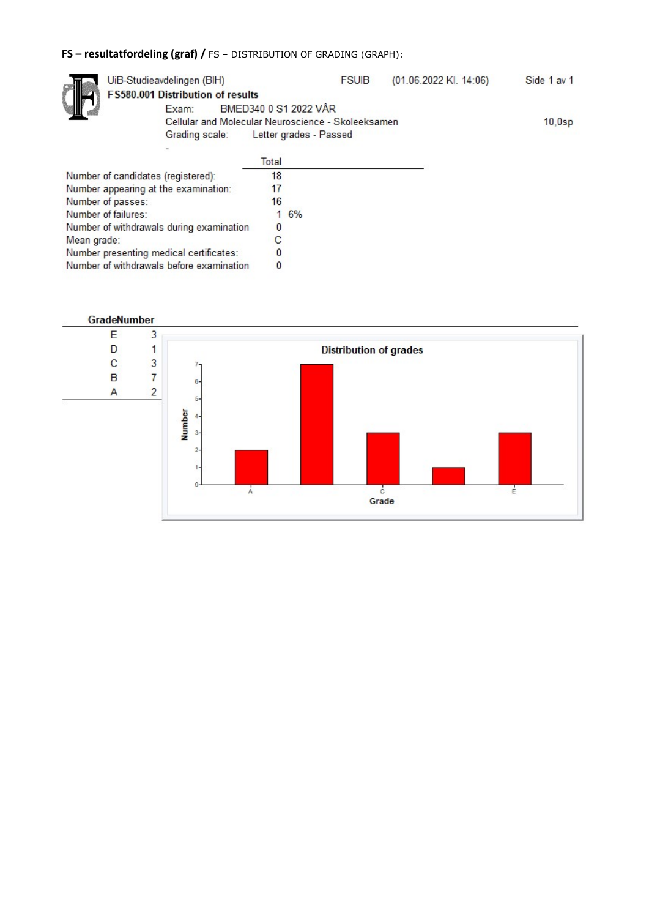**FS – resultatfordeling (graf) /** FS – DISTRIBUTION OF GRADING (GRAPH):

UiB-Studieavdelingen (BIH) FSUIB (01.06.2022 Kl. 14:06) Side 1 av 1

**FS580.001 Distribution of results**

Exam: BMED340 0 S1 2022 VÅR

Cellular and Molecular Neuroscience - Skoleeksamen 10,0sp

Grading scale: Letter grades - Passed

-

| | Total | |
|---|---|---|
| Number of candidates (registered): | 18 | |
| Number appearing at the examination: | 17 | |
| Number of passes: | 16 | |
| Number of failures: | 1 | 6% |
| Number of withdrawals during examination | 0 | |
| Mean grade: | C | |
| Number presenting medical certificates: | 0 | |
| Number of withdrawals before examination | 0 | |

| Grade | Number |
|---|---|
| E | 3 |
| D | 1 |
| C | 3 |
| B | 7 |
| A | 2 |

Distribution of grades

Number

0
1
2
3
4
5
6
7

A
C
E

Grade